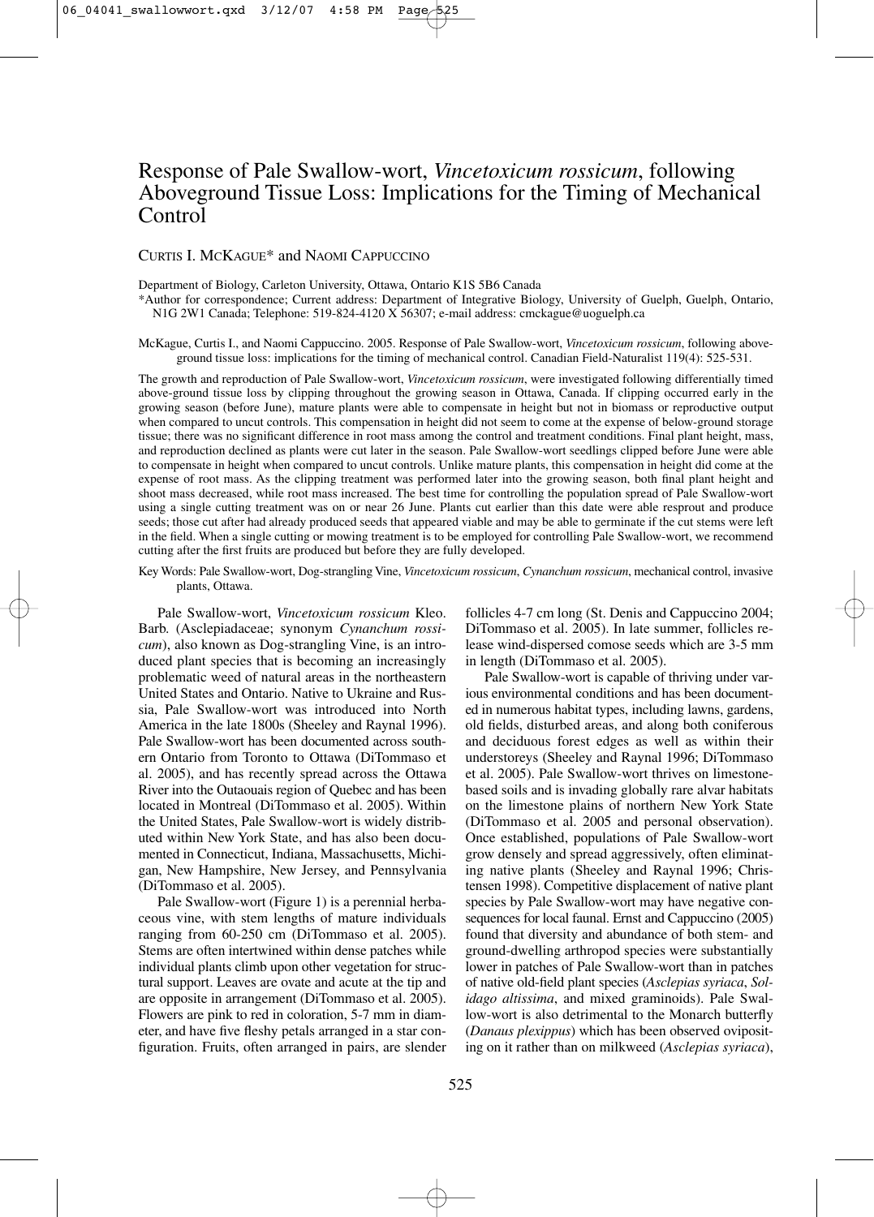# Response of Pale Swallow-wort, *Vincetoxicum rossicum*, following Aboveground Tissue Loss: Implications for the Timing of Mechanical Control

CURTIS I. MCKAGUE* and NAOMI CAPPUCCINO

Department of Biology, Carleton University, Ottawa, Ontario K1S 5B6 Canada

*Author for correspondence; Current address: Department of Integrative Biology, University of Guelph, Guelph, Ontario, N1G 2W1 Canada; Telephone: 519-824-4120 X 56307; e-mail address: cmckague@uoguelph.ca

McKague, Curtis I., and Naomi Cappuccino. 2005. Response of Pale Swallow-wort, *Vincetoxicum rossicum*, following aboveground tissue loss: implications for the timing of mechanical control. Canadian Field-Naturalist 119(4): 525-531.

The growth and reproduction of Pale Swallow-wort, *Vincetoxicum rossicum*, were investigated following differentially timed above-ground tissue loss by clipping throughout the growing season in Ottawa, Canada. If clipping occurred early in the growing season (before June), mature plants were able to compensate in height but not in biomass or reproductive output when compared to uncut controls. This compensation in height did not seem to come at the expense of below-ground storage tissue; there was no significant difference in root mass among the control and treatment conditions. Final plant height, mass, and reproduction declined as plants were cut later in the season. Pale Swallow-wort seedlings clipped before June were able to compensate in height when compared to uncut controls. Unlike mature plants, this compensation in height did come at the expense of root mass. As the clipping treatment was performed later into the growing season, both final plant height and shoot mass decreased, while root mass increased. The best time for controlling the population spread of Pale Swallow-wort using a single cutting treatment was on or near 26 June. Plants cut earlier than this date were able resprout and produce seeds; those cut after had already produced seeds that appeared viable and may be able to germinate if the cut stems were left in the field. When a single cutting or mowing treatment is to be employed for controlling Pale Swallow-wort, we recommend cutting after the first fruits are produced but before they are fully developed.

Key Words: Pale Swallow-wort, Dog-strangling Vine, *Vincetoxicum rossicum*, *Cynanchum rossicum*, mechanical control, invasive plants, Ottawa.

Pale Swallow-wort, *Vincetoxicum rossicum* Kleo. Barb. (Asclepiadaceae; synonym *Cynanchum rossicum*), also known as Dog-strangling Vine, is an introduced plant species that is becoming an increasingly problematic weed of natural areas in the northeastern United States and Ontario. Native to Ukraine and Russia, Pale Swallow-wort was introduced into North America in the late 1800s (Sheeley and Raynal 1996). Pale Swallow-wort has been documented across southern Ontario from Toronto to Ottawa (DiTommaso et al. 2005), and has recently spread across the Ottawa River into the Outaouais region of Quebec and has been located in Montreal (DiTommaso et al. 2005). Within the United States, Pale Swallow-wort is widely distributed within New York State, and has also been documented in Connecticut, Indiana, Massachusetts, Michigan, New Hampshire, New Jersey, and Pennsylvania (DiTommaso et al. 2005).

Pale Swallow-wort (Figure 1) is a perennial herbaceous vine, with stem lengths of mature individuals ranging from 60-250 cm (DiTommaso et al. 2005). Stems are often intertwined within dense patches while individual plants climb upon other vegetation for structural support. Leaves are ovate and acute at the tip and are opposite in arrangement (DiTommaso et al. 2005). Flowers are pink to red in coloration, 5-7 mm in diameter, and have five fleshy petals arranged in a star configuration. Fruits, often arranged in pairs, are slender follicles 4-7 cm long (St. Denis and Cappuccino 2004; DiTommaso et al. 2005). In late summer, follicles release wind-dispersed comose seeds which are 3-5 mm in length (DiTommaso et al. 2005).

Pale Swallow-wort is capable of thriving under various environmental conditions and has been documented in numerous habitat types, including lawns, gardens, old fields, disturbed areas, and along both coniferous and deciduous forest edges as well as within their understoreys (Sheeley and Raynal 1996; DiTommaso et al. 2005). Pale Swallow-wort thrives on limestone-based soils and is invading globally rare alvar habitats on the limestone plains of northern New York State (DiTommaso et al. 2005 and personal observation). Once established, populations of Pale Swallow-wort grow densely and spread aggressively, often eliminating native plants (Sheeley and Raynal 1996; Christensen 1998). Competitive displacement of native plant species by Pale Swallow-wort may have negative consequences for local faunal. Ernst and Cappuccino (2005) found that diversity and abundance of both stem- and ground-dwelling arthropod species were substantially lower in patches of Pale Swallow-wort than in patches of native old-field plant species (*Asclepias syriaca*, *Solidago altissima*, and mixed graminoids). Pale Swallow-wort is also detrimental to the Monarch butterfly (*Danaus plexippus*) which has been observed ovipositing on it rather than on milkweed (*Asclepias syriaca*),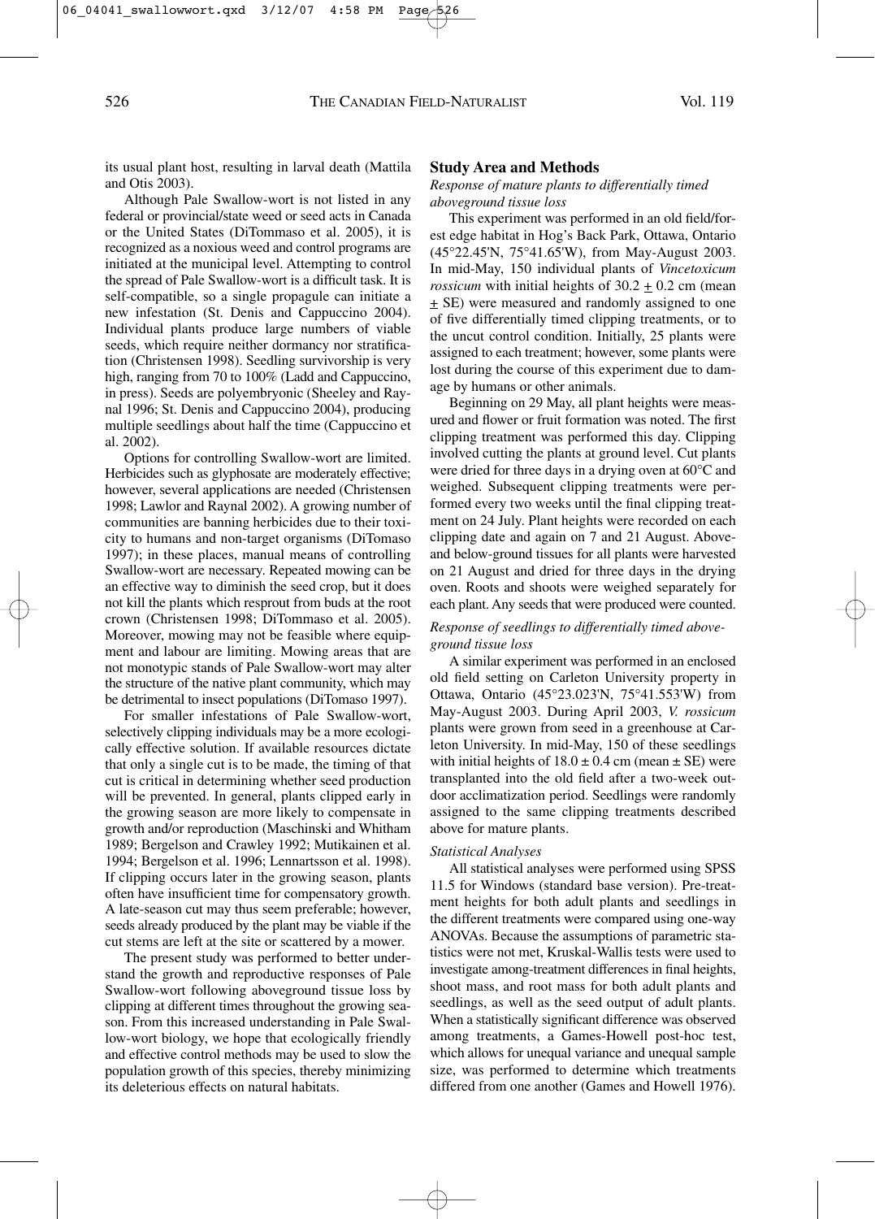its usual plant host, resulting in larval death (Mattila and Otis 2003).

Although Pale Swallow-wort is not listed in any federal or provincial/state weed or seed acts in Canada or the United States (DiTommaso et al. 2005), it is recognized as a noxious weed and control programs are initiated at the municipal level. Attempting to control the spread of Pale Swallow-wort is a difficult task. It is self-compatible, so a single propagule can initiate a new infestation (St. Denis and Cappuccino 2004). Individual plants produce large numbers of viable seeds, which require neither dormancy nor stratification (Christensen 1998). Seedling survivorship is very high, ranging from 70 to 100% (Ladd and Cappuccino, in press). Seeds are polyembryonic (Sheeley and Raynal 1996; St. Denis and Cappuccino 2004), producing multiple seedlings about half the time (Cappuccino et al. 2002).

Options for controlling Swallow-wort are limited. Herbicides such as glyphosate are moderately effective; however, several applications are needed (Christensen 1998; Lawlor and Raynal 2002). A growing number of communities are banning herbicides due to their toxicity to humans and non-target organisms (DiTomaso 1997); in these places, manual means of controlling Swallow-wort are necessary. Repeated mowing can be an effective way to diminish the seed crop, but it does not kill the plants which resprout from buds at the root crown (Christensen 1998; DiTommaso et al. 2005). Moreover, mowing may not be feasible where equipment and labour are limiting. Mowing areas that are not monotypic stands of Pale Swallow-wort may alter the structure of the native plant community, which may be detrimental to insect populations (DiTomaso 1997).

For smaller infestations of Pale Swallow-wort, selectively clipping individuals may be a more ecologically effective solution. If available resources dictate that only a single cut is to be made, the timing of that cut is critical in determining whether seed production will be prevented. In general, plants clipped early in the growing season are more likely to compensate in growth and/or reproduction (Maschinski and Whitham 1989; Bergelson and Crawley 1992; Mutikainen et al. 1994; Bergelson et al. 1996; Lennartsson et al. 1998). If clipping occurs later in the growing season, plants often have insufficient time for compensatory growth. A late-season cut may thus seem preferable; however, seeds already produced by the plant may be viable if the cut stems are left at the site or scattered by a mower.

The present study was performed to better understand the growth and reproductive responses of Pale Swallow-wort following aboveground tissue loss by clipping at different times throughout the growing season. From this increased understanding in Pale Swallow-wort biology, we hope that ecologically friendly and effective control methods may be used to slow the population growth of this species, thereby minimizing its deleterious effects on natural habitats.

## Study Area and Methods

### *Response of mature plants to differentially timed aboveground tissue loss*

This experiment was performed in an old field/forest edge habitat in Hog's Back Park, Ottawa, Ontario (45°22.45'N, 75°41.65'W), from May-August 2003. In mid-May, 150 individual plants of *Vincetoxicum rossicum* with initial heights of $30.2 \pm 0.2$ cm (mean $\pm$ SE) were measured and randomly assigned to one of five differentially timed clipping treatments, or to the uncut control condition. Initially, 25 plants were assigned to each treatment; however, some plants were lost during the course of this experiment due to damage by humans or other animals.

Beginning on 29 May, all plant heights were measured and flower or fruit formation was noted. The first clipping treatment was performed this day. Clipping involved cutting the plants at ground level. Cut plants were dried for three days in a drying oven at 60°C and weighed. Subsequent clipping treatments were performed every two weeks until the final clipping treatment on 24 July. Plant heights were recorded on each clipping date and again on 7 and 21 August. Above- and below-ground tissues for all plants were harvested on 21 August and dried for three days in the drying oven. Roots and shoots were weighed separately for each plant. Any seeds that were produced were counted.

### *Response of seedlings to differentially timed aboveground tissue loss*

A similar experiment was performed in an enclosed old field setting on Carleton University property in Ottawa, Ontario (45°23.023'N, 75°41.553'W) from May-August 2003. During April 2003, *V. rossicum* plants were grown from seed in a greenhouse at Carleton University. In mid-May, 150 of these seedlings with initial heights of $18.0 \pm 0.4$ cm (mean $\pm$ SE) were transplanted into the old field after a two-week outdoor acclimatization period. Seedlings were randomly assigned to the same clipping treatments described above for mature plants.

### *Statistical Analyses*

All statistical analyses were performed using SPSS 11.5 for Windows (standard base version). Pre-treatment heights for both adult plants and seedlings in the different treatments were compared using one-way ANOVAs. Because the assumptions of parametric statistics were not met, Kruskal-Wallis tests were used to investigate among-treatment differences in final heights, shoot mass, and root mass for both adult plants and seedlings, as well as the seed output of adult plants. When a statistically significant difference was observed among treatments, a Games-Howell post-hoc test, which allows for unequal variance and unequal sample size, was performed to determine which treatments differed from one another (Games and Howell 1976).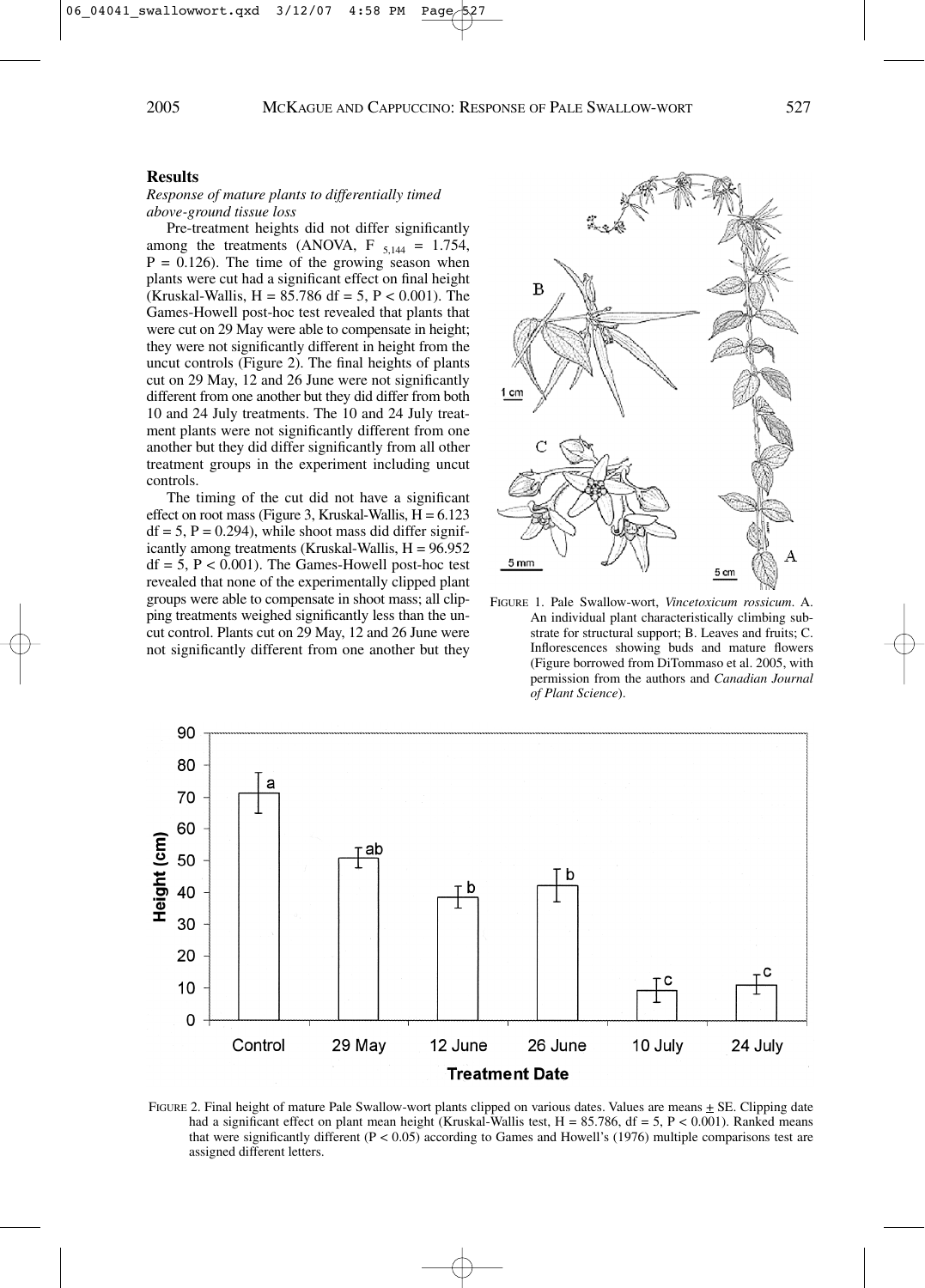## Results

*Response of mature plants to differentially timed above-ground tissue loss*

Pre-treatment heights did not differ significantly among the treatments (ANOVA, $F_{5,144} = 1.754$, $P = 0.126$). The time of the growing season when plants were cut had a significant effect on final height (Kruskal-Wallis, $H = 85.786$ $df = 5$, $P < 0.001$). The Games-Howell post-hoc test revealed that plants that were cut on 29 May were able to compensate in height; they were not significantly different in height from the uncut controls (Figure 2). The final heights of plants cut on 29 May, 12 and 26 June were not significantly different from one another but they did differ from both 10 and 24 July treatments. The 10 and 24 July treatment plants were not significantly different from one another but they did differ significantly from all other treatment groups in the experiment including uncut controls.

The timing of the cut did not have a significant effect on root mass (Figure 3, Kruskal-Wallis, $H = 6.123$ $df = 5$, $P = 0.294$), while shoot mass did differ significantly among treatments (Kruskal-Wallis, $H = 96.952$ $df = 5$, $P < 0.001$). The Games-Howell post-hoc test revealed that none of the experimentally clipped plant groups were able to compensate in shoot mass; all clipping treatments weighed significantly less than the uncut control. Plants cut on 29 May, 12 and 26 June were not significantly different from one another but they

FIGURE 1. Pale Swallow-wort, *Vincetoxicum rossicum*. A. An individual plant characteristically climbing substrate for structural support; B. Leaves and fruits; C. Inflorescences showing buds and mature flowers (Figure borrowed from DiTommaso et al. 2005, with permission from the authors and *Canadian Journal of Plant Science*).

FIGURE 2. Final height of mature Pale Swallow-wort plants clipped on various dates. Values are means ± SE. Clipping date had a significant effect on plant mean height (Kruskal-Wallis test, $H = 85.786$, $df = 5$, $P < 0.001$). Ranked means that were significantly different ($P < 0.05$) according to Games and Howell's (1976) multiple comparisons test are assigned different letters.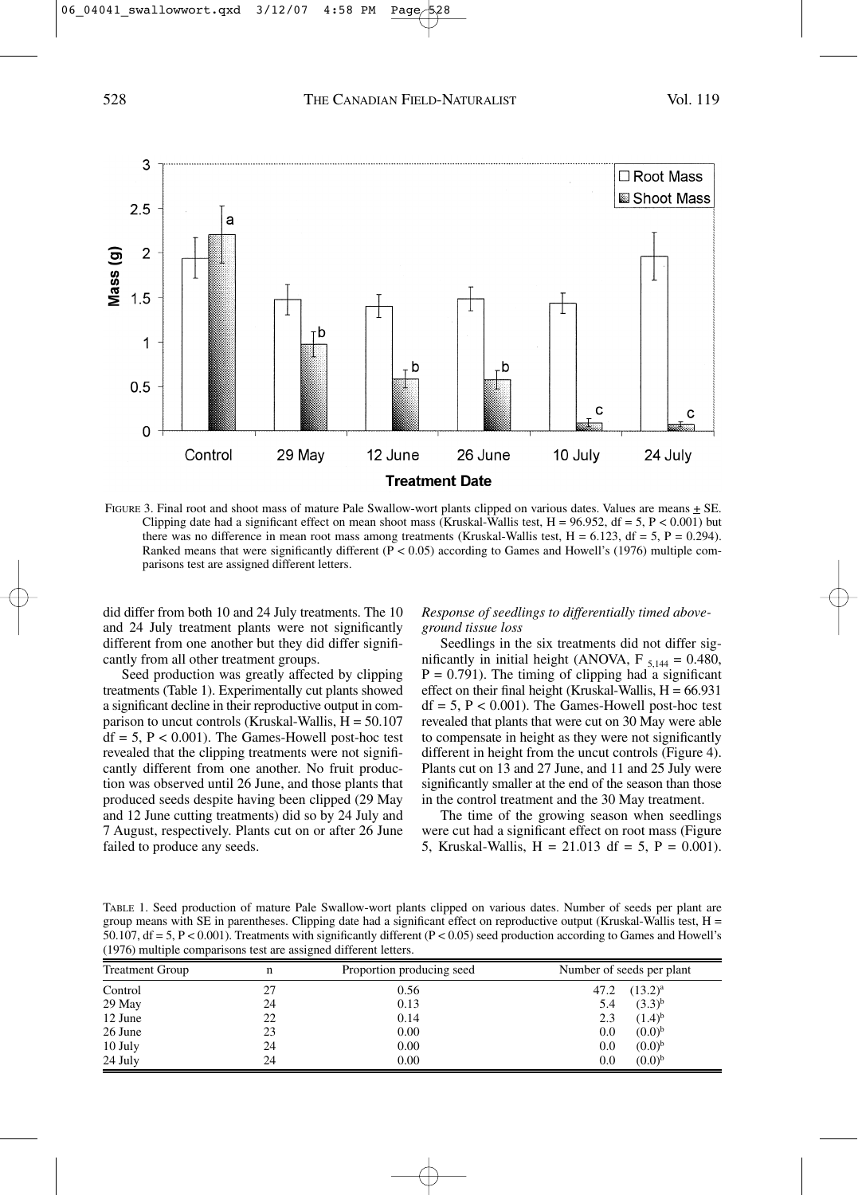FIGURE 3. Final root and shoot mass of mature Pale Swallow-wort plants clipped on various dates. Values are means ± SE. Clipping date had a significant effect on mean shoot mass (Kruskal-Wallis test, H = 96.952, df = 5, $P < 0.001$) but there was no difference in mean root mass among treatments (Kruskal-Wallis test, H = 6.123, df = 5, P = 0.294). Ranked means that were significantly different ($P < 0.05$) according to Games and Howell's (1976) multiple comparisons test are assigned different letters.

did differ from both 10 and 24 July treatments. The 10 and 24 July treatment plants were not significantly different from one another but they did differ significantly from all other treatment groups.

Seed production was greatly affected by clipping treatments (Table 1). Experimentally cut plants showed a significant decline in their reproductive output in comparison to uncut controls (Kruskal-Wallis, H = 50.107 df = 5, $P < 0.001$). The Games-Howell post-hoc test revealed that the clipping treatments were not significantly different from one another. No fruit production was observed until 26 June, and those plants that produced seeds despite having been clipped (29 May and 12 June cutting treatments) did so by 24 July and 7 August, respectively. Plants cut on or after 26 June failed to produce any seeds.

*Response of seedlings to differentially timed above-ground tissue loss*

Seedlings in the six treatments did not differ significantly in initial height (ANOVA, $F_{5,144} = 0.480$, P = 0.791). The timing of clipping had a significant effect on their final height (Kruskal-Wallis, H = 66.931 df = 5, $P < 0.001$). The Games-Howell post-hoc test revealed that plants that were cut on 30 May were able to compensate in height as they were not significantly different in height from the uncut controls (Figure 4). Plants cut on 13 and 27 June, and 11 and 25 July were significantly smaller at the end of the season than those in the control treatment and the 30 May treatment.

The time of the growing season when seedlings were cut had a significant effect on root mass (Figure 5, Kruskal-Wallis, H = 21.013 df = 5, P = 0.001).

TABLE 1. Seed production of mature Pale Swallow-wort plants clipped on various dates. Number of seeds per plant are group means with SE in parentheses. Clipping date had a significant effect on reproductive output (Kruskal-Wallis test, H = 50.107, df = 5, $P < 0.001$). Treatments with significantly different ($P < 0.05$) seed production according to Games and Howell's (1976) multiple comparisons test are assigned different letters.

| Treatment Group | n | Proportion producing seed | Number of seeds per plant |
|---|---|---|---|
| Control | 27 | 0.56 | 47.2 (13.2)[a] |
| 29 May | 24 | 0.13 | 5.4 (3.3)[b] |
| 12 June | 22 | 0.14 | 2.3 (1.4)[b] |
| 26 June | 23 | 0.00 | 0.0 (0.0)[b] |
| 10 July | 24 | 0.00 | 0.0 (0.0)[b] |
| 24 July | 24 | 0.00 | 0.0 (0.0)[b] |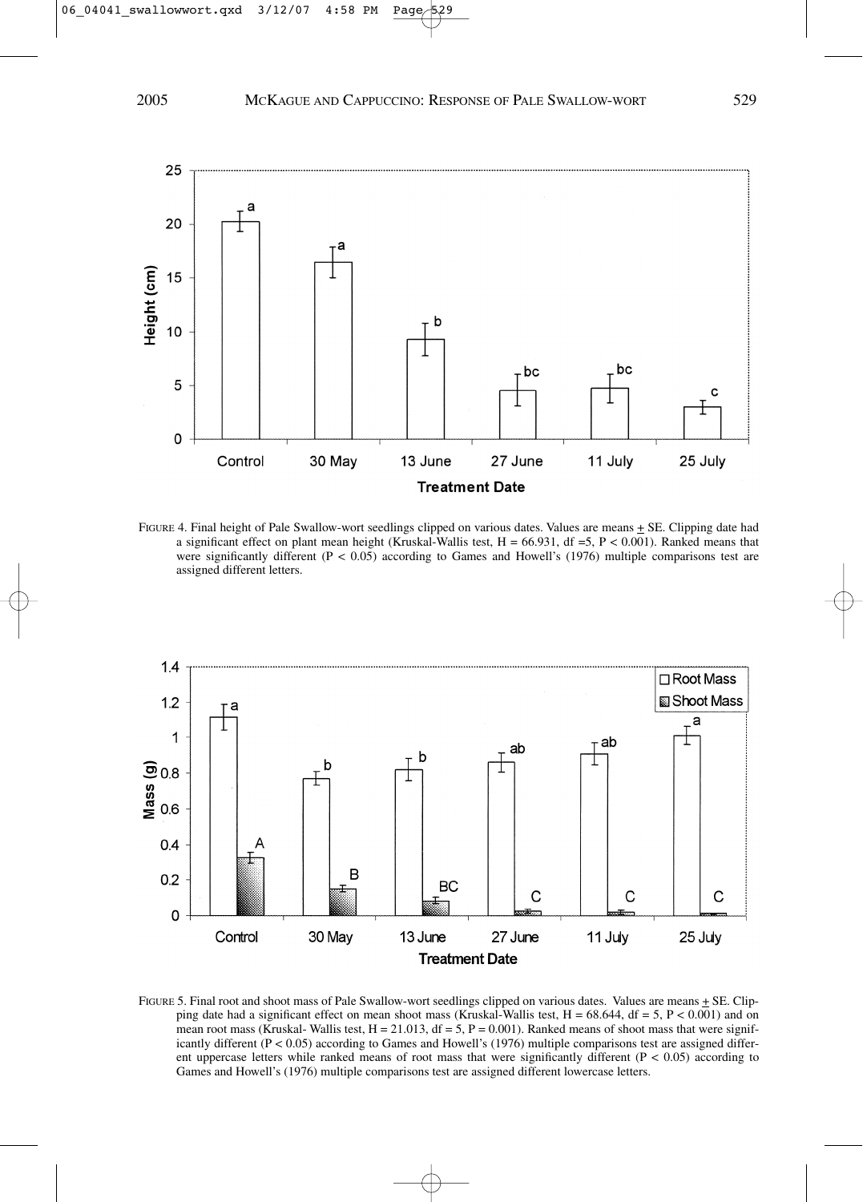FIGURE 4. Final height of Pale Swallow-wort seedlings clipped on various dates. Values are means ± SE. Clipping date had a significant effect on plant mean height (Kruskal-Wallis test, $H = 66.931$, $df = 5$, $P < 0.001$). Ranked means that were significantly different ($P < 0.05$) according to Games and Howell's (1976) multiple comparisons test are assigned different letters.

FIGURE 5. Final root and shoot mass of Pale Swallow-wort seedlings clipped on various dates. Values are means ± SE. Clipping date had a significant effect on mean shoot mass (Kruskal-Wallis test, $H = 68.644$, $df = 5$, $P < 0.001$) and on mean root mass (Kruskal- Wallis test, $H = 21.013$, $df = 5$, $P = 0.001$). Ranked means of shoot mass that were significantly different ($P < 0.05$) according to Games and Howell's (1976) multiple comparisons test are assigned different uppercase letters while ranked means of root mass that were significantly different ($P < 0.05$) according to Games and Howell's (1976) multiple comparisons test are assigned different lowercase letters.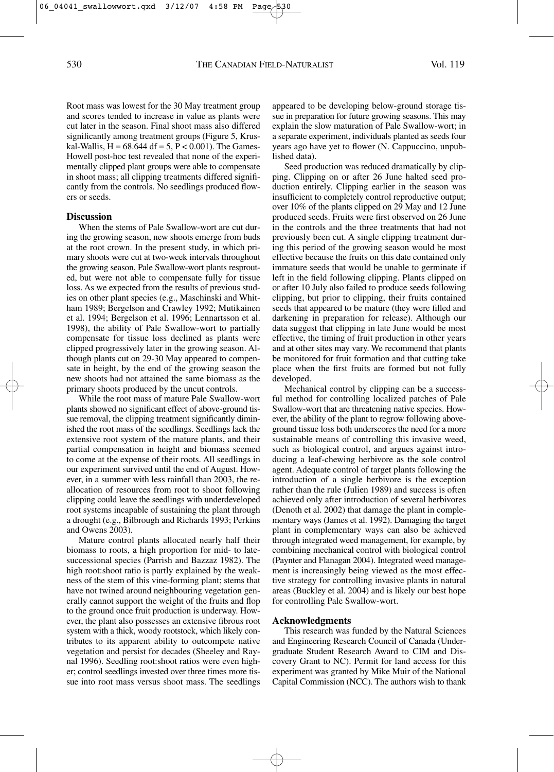Root mass was lowest for the 30 May treatment group and scores tended to increase in value as plants were cut later in the season. Final shoot mass also differed significantly among treatment groups (Figure 5, Kruskal-Wallis, $H = 68.644$ $df = 5$, $P < 0.001$). The Games-Howell post-hoc test revealed that none of the experimentally clipped plant groups were able to compensate in shoot mass; all clipping treatments differed significantly from the controls. No seedlings produced flowers or seeds.

## Discussion

When the stems of Pale Swallow-wort are cut during the growing season, new shoots emerge from buds at the root crown. In the present study, in which primary shoots were cut at two-week intervals throughout the growing season, Pale Swallow-wort plants resprouted, but were not able to compensate fully for tissue loss. As we expected from the results of previous studies on other plant species (e.g., Maschinski and Whitham 1989; Bergelson and Crawley 1992; Mutikainen et al. 1994; Bergelson et al. 1996; Lennartsson et al. 1998), the ability of Pale Swallow-wort to partially compensate for tissue loss declined as plants were clipped progressively later in the growing season. Although plants cut on 29-30 May appeared to compensate in height, by the end of the growing season the new shoots had not attained the same biomass as the primary shoots produced by the uncut controls.

While the root mass of mature Pale Swallow-wort plants showed no significant effect of above-ground tissue removal, the clipping treatment significantly diminished the root mass of the seedlings. Seedlings lack the extensive root system of the mature plants, and their partial compensation in height and biomass seemed to come at the expense of their roots. All seedlings in our experiment survived until the end of August. However, in a summer with less rainfall than 2003, the reallocation of resources from root to shoot following clipping could leave the seedlings with underdeveloped root systems incapable of sustaining the plant through a drought (e.g., Bilbrough and Richards 1993; Perkins and Owens 2003).

Mature control plants allocated nearly half their biomass to roots, a high proportion for mid- to late-successional species (Parrish and Bazzaz 1982). The high root:shoot ratio is partly explained by the weakness of the stem of this vine-forming plant; stems that have not twined around neighbouring vegetation generally cannot support the weight of the fruits and flop to the ground once fruit production is underway. However, the plant also possesses an extensive fibrous root system with a thick, woody rootstock, which likely contributes to its apparent ability to outcompete native vegetation and persist for decades (Sheeley and Raynal 1996). Seedling root:shoot ratios were even higher; control seedlings invested over three times more tissue into root mass versus shoot mass. The seedlings appeared to be developing below-ground storage tissue in preparation for future growing seasons. This may explain the slow maturation of Pale Swallow-wort; in a separate experiment, individuals planted as seeds four years ago have yet to flower (N. Cappuccino, unpublished data).

Seed production was reduced dramatically by clipping. Clipping on or after 26 June halted seed production entirely. Clipping earlier in the season was insufficient to completely control reproductive output; over 10% of the plants clipped on 29 May and 12 June produced seeds. Fruits were first observed on 26 June in the controls and the three treatments that had not previously been cut. A single clipping treatment during this period of the growing season would be most effective because the fruits on this date contained only immature seeds that would be unable to germinate if left in the field following clipping. Plants clipped on or after 10 July also failed to produce seeds following clipping, but prior to clipping, their fruits contained seeds that appeared to be mature (they were filled and darkening in preparation for release). Although our data suggest that clipping in late June would be most effective, the timing of fruit production in other years and at other sites may vary. We recommend that plants be monitored for fruit formation and that cutting take place when the first fruits are formed but not fully developed.

Mechanical control by clipping can be a successful method for controlling localized patches of Pale Swallow-wort that are threatening native species. However, the ability of the plant to regrow following above-ground tissue loss both underscores the need for a more sustainable means of controlling this invasive weed, such as biological control, and argues against introducing a leaf-chewing herbivore as the sole control agent. Adequate control of target plants following the introduction of a single herbivore is the exception rather than the rule (Julien 1989) and success is often achieved only after introduction of several herbivores (Denoth et al. 2002) that damage the plant in complementary ways (James et al. 1992). Damaging the target plant in complementary ways can also be achieved through integrated weed management, for example, by combining mechanical control with biological control (Paynter and Flanagan 2004). Integrated weed management is increasingly being viewed as the most effective strategy for controlling invasive plants in natural areas (Buckley et al. 2004) and is likely our best hope for controlling Pale Swallow-wort.

## Acknowledgments

This research was funded by the Natural Sciences and Engineering Research Council of Canada (Undergraduate Student Research Award to CIM and Discovery Grant to NC). Permit for land access for this experiment was granted by Mike Muir of the National Capital Commission (NCC). The authors wish to thank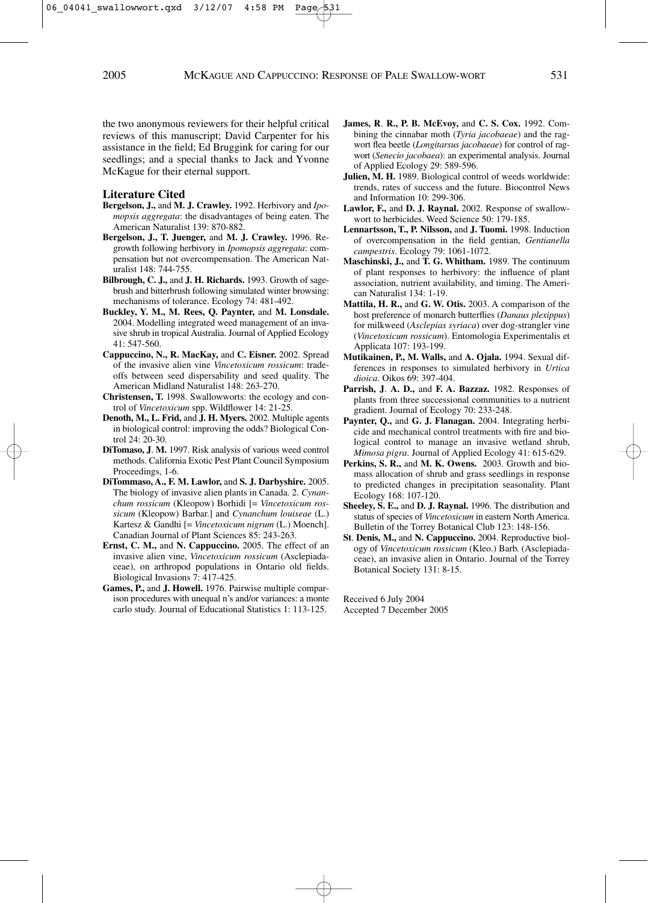the two anonymous reviewers for their helpful critical reviews of this manuscript; David Carpenter for his assistance in the field; Ed Bruggink for caring for our seedlings; and a special thanks to Jack and Yvonne McKague for their eternal support.

## Literature Cited

**Bergelson, J.,** and **M. J. Crawley.** 1992. Herbivory and *Ipomopsis aggregata*: the disadvantages of being eaten. The American Naturalist 139: 870-882.

**Bergelson, J., T. Juenger,** and **M. J. Crawley.** 1996. Regrowth following herbivory in *Ipomopsis aggregata*: compensation but not overcompensation. The American Naturalist 148: 744-755.

**Bilbrough, C. J.,** and **J. H. Richards.** 1993. Growth of sagebrush and bitterbrush following simulated winter browsing: mechanisms of tolerance. Ecology 74: 481-492.

**Buckley, Y. M., M. Rees, Q. Paynter,** and **M. Lonsdale.** 2004. Modelling integrated weed management of an invasive shrub in tropical Australia. Journal of Applied Ecology 41: 547-560.

**Cappuccino, N., R. MacKay,** and **C. Eisner.** 2002. Spread of the invasive alien vine *Vincetoxicum rossicum*: tradeoffs between seed dispersability and seed quality. The American Midland Naturalist 148: 263-270.

**Christensen, T.** 1998. Swallowworts: the ecology and control of *Vincetoxicum* spp. Wildflower 14: 21-25.

**Denoth, M., L. Frid,** and **J. H. Myers.** 2002. Multiple agents in biological control: improving the odds? Biological Control 24: 20-30.

**DiTomaso, J. M.** 1997. Risk analysis of various weed control methods. California Exotic Pest Plant Council Symposium Proceedings, 1-6.

**DiTommaso, A., F. M. Lawlor,** and **S. J. Darbyshire.** 2005. The biology of invasive alien plants in Canada. 2. *Cynanchum rossicum* (Kleopow) Borhidi [= *Vincetoxicum rossicum* (Kleopow) Barbar.] and *Cynanchum louiseae* (L.) Kartesz & Gandhi [= *Vincetoxicum nigrum* (L.) Moench]. Canadian Journal of Plant Sciences 85: 243-263.

**Ernst, C. M.,** and **N. Cappuccino.** 2005. The effect of an invasive alien vine, *Vincetoxicum rossicum* (Asclepiadaceae), on arthropod populations in Ontario old fields. Biological Invasions 7: 417-425.

**Games, P.,** and **J. Howell.** 1976. Pairwise multiple comparison procedures with unequal n's and/or variances: a monte carlo study. Journal of Educational Statistics 1: 113-125.

**James, R. R., P. B. McEvoy,** and **C. S. Cox.** 1992. Combining the cinnabar moth (*Tyria jacobaeae*) and the ragwort flea beetle (*Longitarsus jacobaeae*) for control of ragwort (*Senecio jacobaea*): an experimental analysis. Journal of Applied Ecology 29: 589-596.

**Julien, M. H.** 1989. Biological control of weeds worldwide: trends, rates of success and the future. Biocontrol News and Information 10: 299-306.

**Lawlor, F.,** and **D. J. Raynal.** 2002. Response of swallowwort to herbicides. Weed Science 50: 179-185.

**Lennartsson, T., P. Nilsson,** and **J. Tuomi.** 1998. Induction of overcompensation in the field gentian, *Gentianella campestris*. Ecology 79: 1061-1072.

**Maschinski, J.,** and **T. G. Whitham.** 1989. The continuum of plant responses to herbivory: the influence of plant association, nutrient availability, and timing. The American Naturalist 134: 1-19.

**Mattila, H. R.,** and **G. W. Otis.** 2003. A comparison of the host preference of monarch butterflies (*Danaus plexippus*) for milkweed (*Asclepias syriaca*) over dog-strangler vine (*Vincetoxicum rossicum*). Entomologia Experimentalis et Applicata 107: 193-199.

**Mutikainen, P., M. Walls,** and **A. Ojala.** 1994. Sexual differences in responses to simulated herbivory in *Urtica dioica*. Oikos 69: 397-404.

**Parrish, J. A. D.,** and **F. A. Bazzaz.** 1982. Responses of plants from three successional communities to a nutrient gradient. Journal of Ecology 70: 233-248.

**Paynter, Q.,** and **G. J. Flanagan.** 2004. Integrating herbicide and mechanical control treatments with fire and biological control to manage an invasive wetland shrub, *Mimosa pigra*. Journal of Applied Ecology 41: 615-629.

**Perkins, S. R.,** and **M. K. Owens.** 2003. Growth and biomass allocation of shrub and grass seedlings in response to predicted changes in precipitation seasonality. Plant Ecology 168: 107-120.

**Sheeley, S. E.,** and **D. J. Raynal.** 1996. The distribution and status of species of *Vincetoxicum* in eastern North America. Bulletin of the Torrey Botanical Club 123: 148-156.

**St. Denis, M.,** and **N. Cappuccino.** 2004. Reproductive biology of *Vincetoxicum rossicum* (Kleo.) Barb. (Asclepiadaceae), an invasive alien in Ontario. Journal of the Torrey Botanical Society 131: 8-15.

Received 6 July 2004
Accepted 7 December 2005